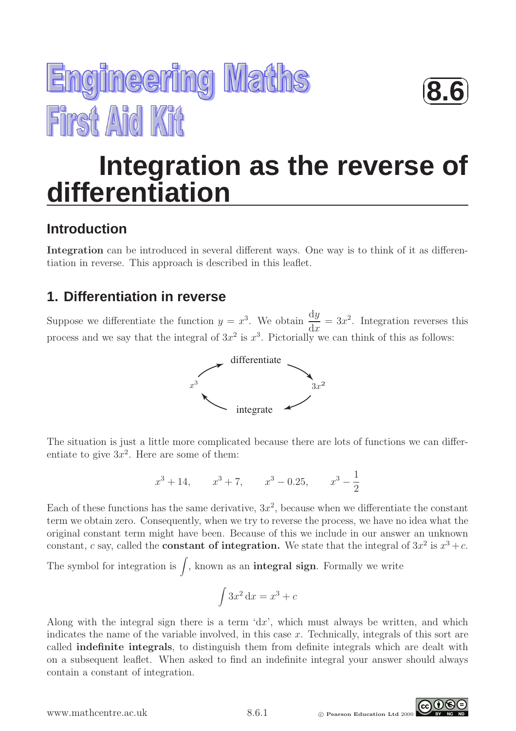# Engineering Maths First Aid Kit

**8.6**

# Integration as the reverse of differentiation

## Introduction

**Integration** can be introduced in several different ways. One way is to think of it as differentiation in reverse. This approach is described in this leaflet.

## 1. Differentiation in reverse

Suppose we differentiate the function $y = x^3$. We obtain $\frac{dy}{dx} = 3x^2$. Integration reverses this process and we say that the integral of $3x^2$ is $x^3$. Pictorially we can think of this as follows:

$$x^3 \xrightarrow{\text{differentiate}} 3x^2 \xrightarrow{\text{integrate}} x^3$$

The situation is just a little more complicated because there are lots of functions we can differentiate to give $3x^2$. Here are some of them:

$$x^3 + 14, \qquad x^3 + 7, \qquad x^3 - 0.25, \qquad x^3 - \frac{1}{2}$$

Each of these functions has the same derivative, $3x^2$, because when we differentiate the constant term we obtain zero. Consequently, when we try to reverse the process, we have no idea what the original constant term might have been. Because of this we include in our answer an unknown constant, $c$ say, called the **constant of integration.** We state that the integral of $3x^2$ is $x^3 + c$.

The symbol for integration is $\int$, known as an **integral sign**. Formally we write

$$\int 3x^2 \, dx = x^3 + c$$

Along with the integral sign there is a term '$dx$', which must always be written, and which indicates the name of the variable involved, in this case $x$. Technically, integrals of this sort are called **indefinite integrals**, to distinguish them from definite integrals which are dealt with on a subsequent leaflet. When asked to find an indefinite integral your answer should always contain a constant of integration.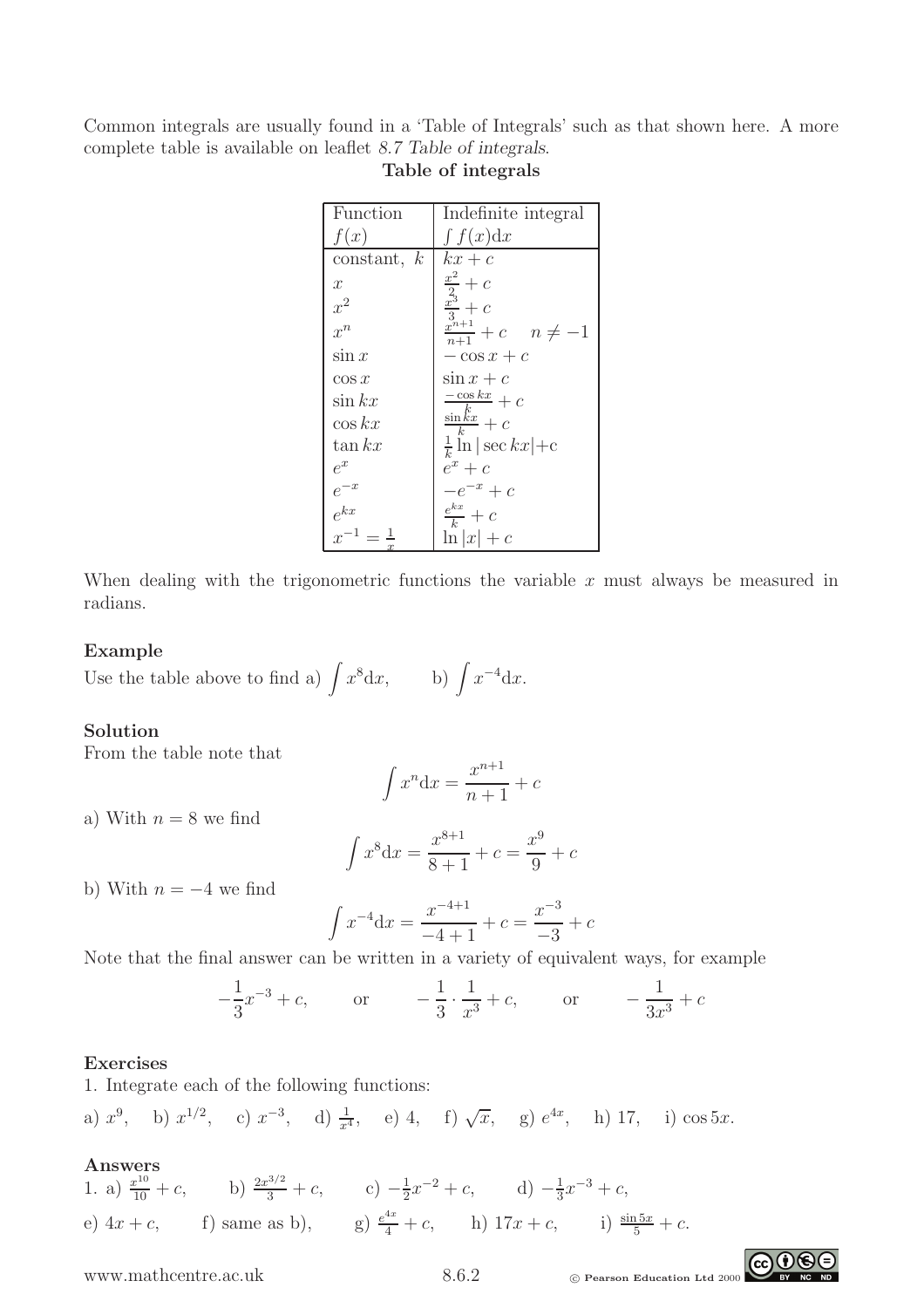Common integrals are usually found in a 'Table of Integrals' such as that shown here. A more complete table is available on leaflet *8.7 Table of integrals*.

**Table of integrals**

| Function $f(x)$ | Indefinite integral $\int f(x)\mathrm{d}x$ |
|---|---|
| constant, $k$ | $kx + c$ |
| $x$ | $\frac{x^2}{2} + c$ |
| $x^2$ | $\frac{x^3}{3} + c$ |
| $x^n$ | $\frac{x^{n+1}}{n+1} + c \quad n \neq -1$ |
| $\sin x$ | $-\cos x + c$ |
| $\cos x$ | $\sin x + c$ |
| $\sin kx$ | $\frac{-\cos kx}{k} + c$ |
| $\cos kx$ | $\frac{\sin kx}{k} + c$ |
| $\tan kx$ | $\frac{1}{k}\ln \lvert\sec kx\rvert$+c |
| $e^x$ | $e^x + c$ |
| $e^{-x}$ | $-e^{-x} + c$ |
| $e^{kx}$ | $\frac{e^{kx}}{k} + c$ |
| $x^{-1} = \frac{1}{x}$ | $\ln \lvert x\rvert + c$ |

When dealing with the trigonometric functions the variable $x$ must always be measured in radians.

### Example

Use the table above to find a) $\int x^8 \mathrm{d}x$, b) $\int x^{-4}\mathrm{d}x$.

### Solution

From the table note that

$$\int x^n \mathrm{d}x = \frac{x^{n+1}}{n+1} + c$$

a) With $n = 8$ we find

$$\int x^8 \mathrm{d}x = \frac{x^{8+1}}{8+1} + c = \frac{x^9}{9} + c$$

b) With $n = -4$ we find

$$\int x^{-4}\mathrm{d}x = \frac{x^{-4+1}}{-4+1} + c = \frac{x^{-3}}{-3} + c$$

Note that the final answer can be written in a variety of equivalent ways, for example

$$-\frac{1}{3}x^{-3} + c, \qquad \text{or} \qquad -\frac{1}{3}\cdot\frac{1}{x^3} + c, \qquad \text{or} \qquad -\frac{1}{3x^3} + c$$

### Exercises

1. Integrate each of the following functions:

a) $x^9$, b) $x^{1/2}$, c) $x^{-3}$, d) $\frac{1}{x^4}$, e) 4, f) $\sqrt{x}$, g) $e^{4x}$, h) 17, i) $\cos 5x$.

### Answers

1. a) $\frac{x^{10}}{10} + c$, b) $\frac{2x^{3/2}}{3} + c$, c) $-\frac{1}{2}x^{-2} + c$, d) $-\frac{1}{3}x^{-3} + c$,

e) $4x + c$, f) same as b), g) $\frac{e^{4x}}{4} + c$, h) $17x + c$, i) $\frac{\sin 5x}{5} + c$.